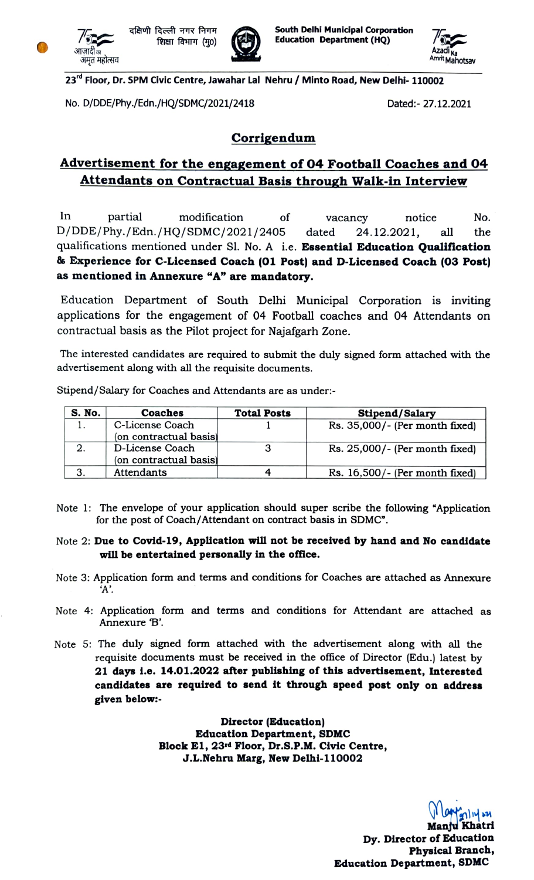दक्षिणी दिल्ली नगर निगम
शिक्षा विभाग (मु0)

आज़ादी का अमृत महोत्सव

**South Delhi Municipal Corporation**
**Education Department (HQ)**

Azadi Ka Amrit Mahotsav

**23rd Floor, Dr. SPM Civic Centre, Jawahar Lal Nehru / Minto Road, New Delhi- 110002**

No. D/DDE/Phy./Edn./HQ/SDMC/2021/2418 Dated:- 27.12.2021

## Corrigendum

## Advertisement for the engagement of 04 Football Coaches and 04 Attendants on Contractual Basis through Walk-in Interview

In partial modification of vacancy notice No. D/DDE/Phy./Edn./HQ/SDMC/2021/2405 dated 24.12.2021, all the qualifications mentioned under Sl. No. A i.e. **Essential Education Qualification & Experience for C-Licensed Coach (01 Post) and D-Licensed Coach (03 Post) as mentioned in Annexure "A" are mandatory.**

Education Department of South Delhi Municipal Corporation is inviting applications for the engagement of 04 Football coaches and 04 Attendants on contractual basis as the Pilot project for Najafgarh Zone.

The interested candidates are required to submit the duly signed form attached with the advertisement along with all the requisite documents.

Stipend/Salary for Coaches and Attendants are as under:-

| S. No. | Coaches | Total Posts | Stipend/Salary |
|---|---|---|---|
| 1. | C-License Coach (on contractual basis) | 1 | Rs. 35,000/- (Per month fixed) |
| 2. | D-License Coach (on contractual basis) | 3 | Rs. 25,000/- (Per month fixed) |
| 3. | Attendants | 4 | Rs. 16,500/- (Per month fixed) |

Note 1: The envelope of your application should super scribe the following "Application for the post of Coach/Attendant on contract basis in SDMC".

Note 2: **Due to Covid-19, Application will not be received by hand and No candidate will be entertained personally in the office.**

Note 3: Application form and terms and conditions for Coaches are attached as Annexure 'A'.

Note 4: Application form and terms and conditions for Attendant are attached as Annexure 'B'.

Note 5: The duly signed form attached with the advertisement along with all the requisite documents must be received in the office of Director (Edu.) latest by **21 days i.e. 14.01.2022 after publishing of this advertisement, Interested candidates are required to send it through speed post only on address given below:-**

**Director (Education)**
**Education Department, SDMC**
**Block E1, 23rd Floor, Dr.S.P.M. Civic Centre,**
**J.L.Nehru Marg, New Delhi-110002**

**Manju Khatri**
**Dy. Director of Education**
**Physical Branch,**
**Education Department, SDMC**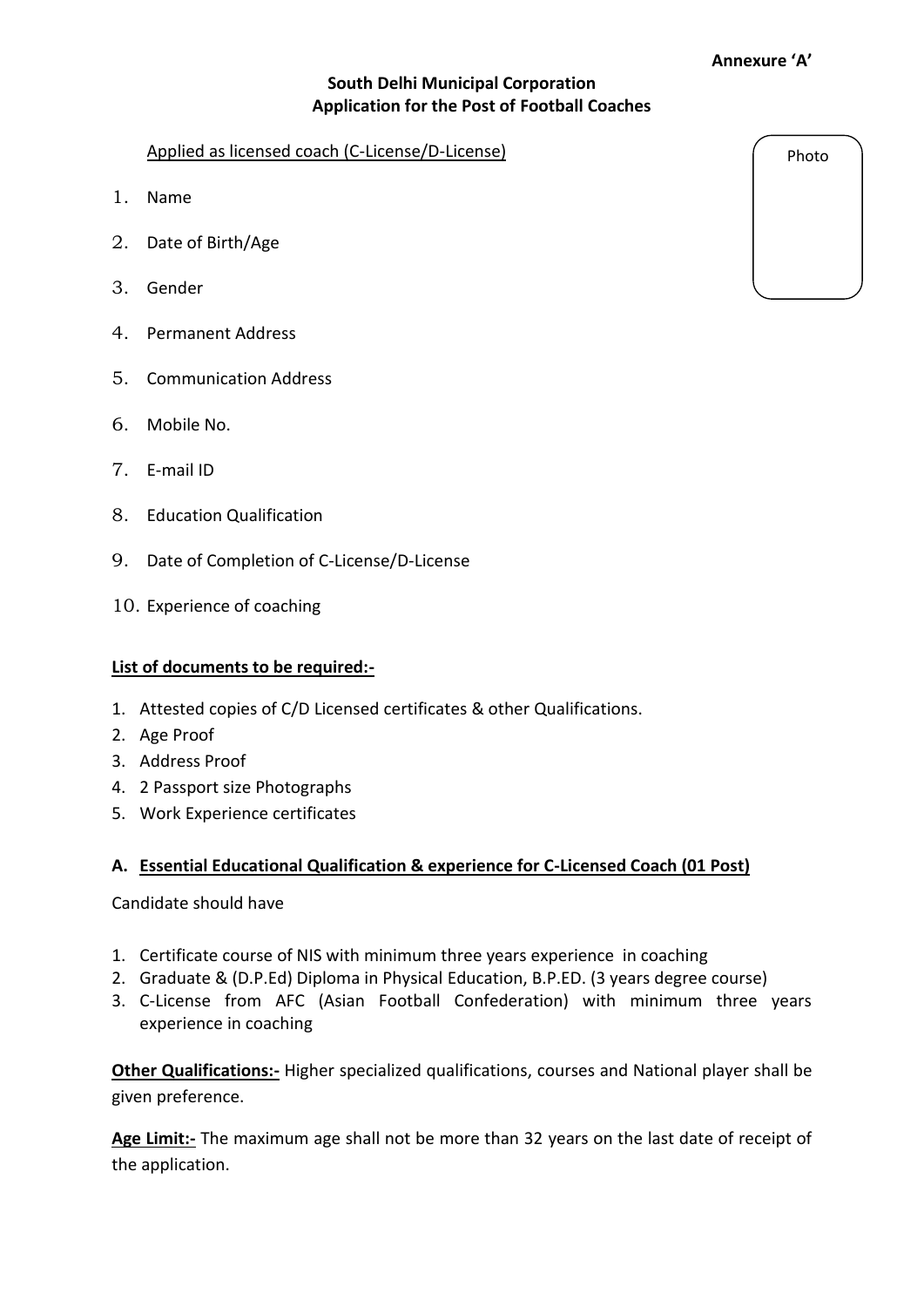**Annexure 'A'**

**South Delhi Municipal Corporation**
**Application for the Post of Football Coaches**

Photo

Applied as licensed coach (C-License/D-License)

1. Name
2. Date of Birth/Age
3. Gender
4. Permanent Address
5. Communication Address
6. Mobile No.
7. E-mail ID
8. Education Qualification
9. Date of Completion of C-License/D-License
10. Experience of coaching

**List of documents to be required:-**

1. Attested copies of C/D Licensed certificates & other Qualifications.
2. Age Proof
3. Address Proof
4. 2 Passport size Photographs
5. Work Experience certificates

**A. Essential Educational Qualification & experience for C-Licensed Coach (01 Post)**

Candidate should have

1. Certificate course of NIS with minimum three years experience in coaching
2. Graduate & (D.P.Ed) Diploma in Physical Education, B.P.ED. (3 years degree course)
3. C-License from AFC (Asian Football Confederation) with minimum three years experience in coaching

**Other Qualifications:-** Higher specialized qualifications, courses and National player shall be given preference.

**Age Limit:-** The maximum age shall not be more than 32 years on the last date of receipt of the application.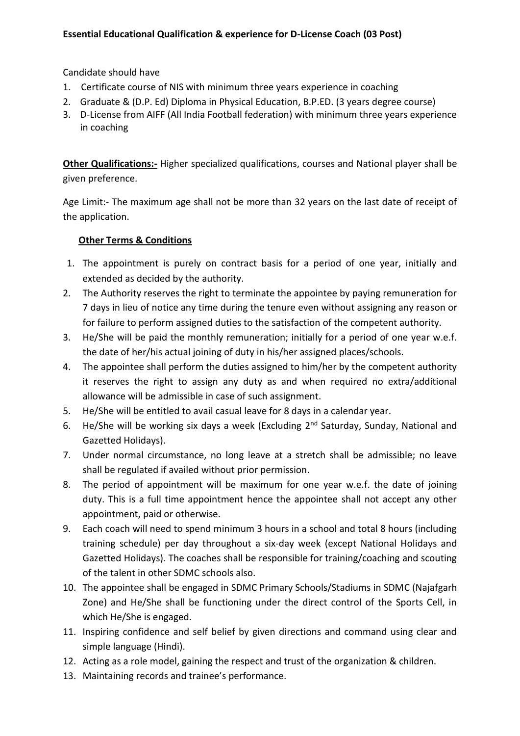**Essential Educational Qualification & experience for D-License Coach (03 Post)**

Candidate should have

1. Certificate course of NIS with minimum three years experience in coaching
2. Graduate & (D.P. Ed) Diploma in Physical Education, B.P.ED. (3 years degree course)
3. D-License from AIFF (All India Football federation) with minimum three years experience in coaching

**Other Qualifications:-** Higher specialized qualifications, courses and National player shall be given preference.

Age Limit:- The maximum age shall not be more than 32 years on the last date of receipt of the application.

**Other Terms & Conditions**

1. The appointment is purely on contract basis for a period of one year, initially and extended as decided by the authority.
2. The Authority reserves the right to terminate the appointee by paying remuneration for 7 days in lieu of notice any time during the tenure even without assigning any reason or for failure to perform assigned duties to the satisfaction of the competent authority.
3. He/She will be paid the monthly remuneration; initially for a period of one year w.e.f. the date of her/his actual joining of duty in his/her assigned places/schools.
4. The appointee shall perform the duties assigned to him/her by the competent authority it reserves the right to assign any duty as and when required no extra/additional allowance will be admissible in case of such assignment.
5. He/She will be entitled to avail casual leave for 8 days in a calendar year.
6. He/She will be working six days a week (Excluding 2nd Saturday, Sunday, National and Gazetted Holidays).
7. Under normal circumstance, no long leave at a stretch shall be admissible; no leave shall be regulated if availed without prior permission.
8. The period of appointment will be maximum for one year w.e.f. the date of joining duty. This is a full time appointment hence the appointee shall not accept any other appointment, paid or otherwise.
9. Each coach will need to spend minimum 3 hours in a school and total 8 hours (including training schedule) per day throughout a six-day week (except National Holidays and Gazetted Holidays). The coaches shall be responsible for training/coaching and scouting of the talent in other SDMC schools also.
10. The appointee shall be engaged in SDMC Primary Schools/Stadiums in SDMC (Najafgarh Zone) and He/She shall be functioning under the direct control of the Sports Cell, in which He/She is engaged.
11. Inspiring confidence and self belief by given directions and command using clear and simple language (Hindi).
12. Acting as a role model, gaining the respect and trust of the organization & children.
13. Maintaining records and trainee's performance.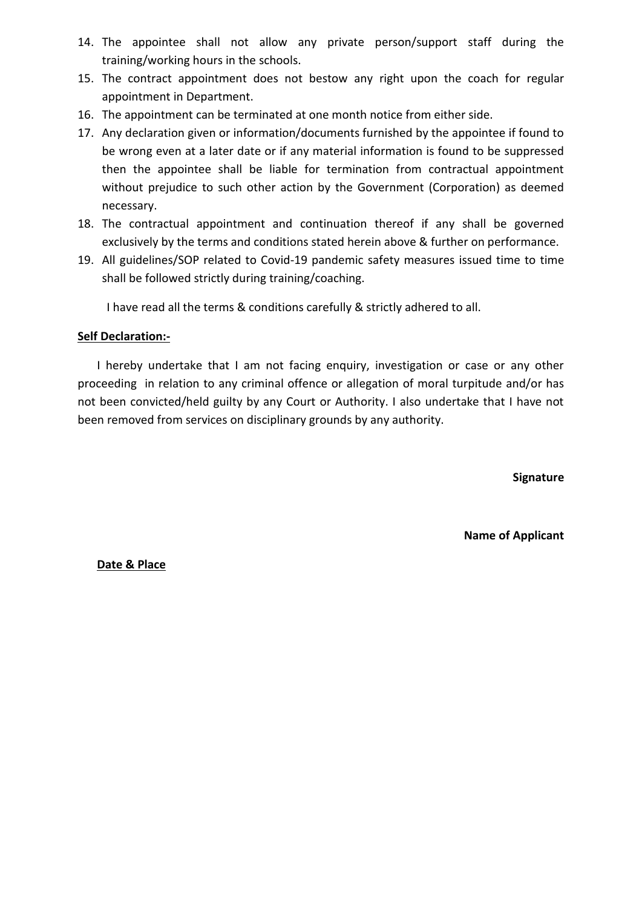14. The appointee shall not allow any private person/support staff during the training/working hours in the schools.
15. The contract appointment does not bestow any right upon the coach for regular appointment in Department.
16. The appointment can be terminated at one month notice from either side.
17. Any declaration given or information/documents furnished by the appointee if found to be wrong even at a later date or if any material information is found to be suppressed then the appointee shall be liable for termination from contractual appointment without prejudice to such other action by the Government (Corporation) as deemed necessary.
18. The contractual appointment and continuation thereof if any shall be governed exclusively by the terms and conditions stated herein above & further on performance.
19. All guidelines/SOP related to Covid-19 pandemic safety measures issued time to time shall be followed strictly during training/coaching.

I have read all the terms & conditions carefully & strictly adhered to all.

**Self Declaration:-**

I hereby undertake that I am not facing enquiry, investigation or case or any other proceeding in relation to any criminal offence or allegation of moral turpitude and/or has not been convicted/held guilty by any Court or Authority. I also undertake that I have not been removed from services on disciplinary grounds by any authority.

**Signature**

**Name of Applicant**

**Date & Place**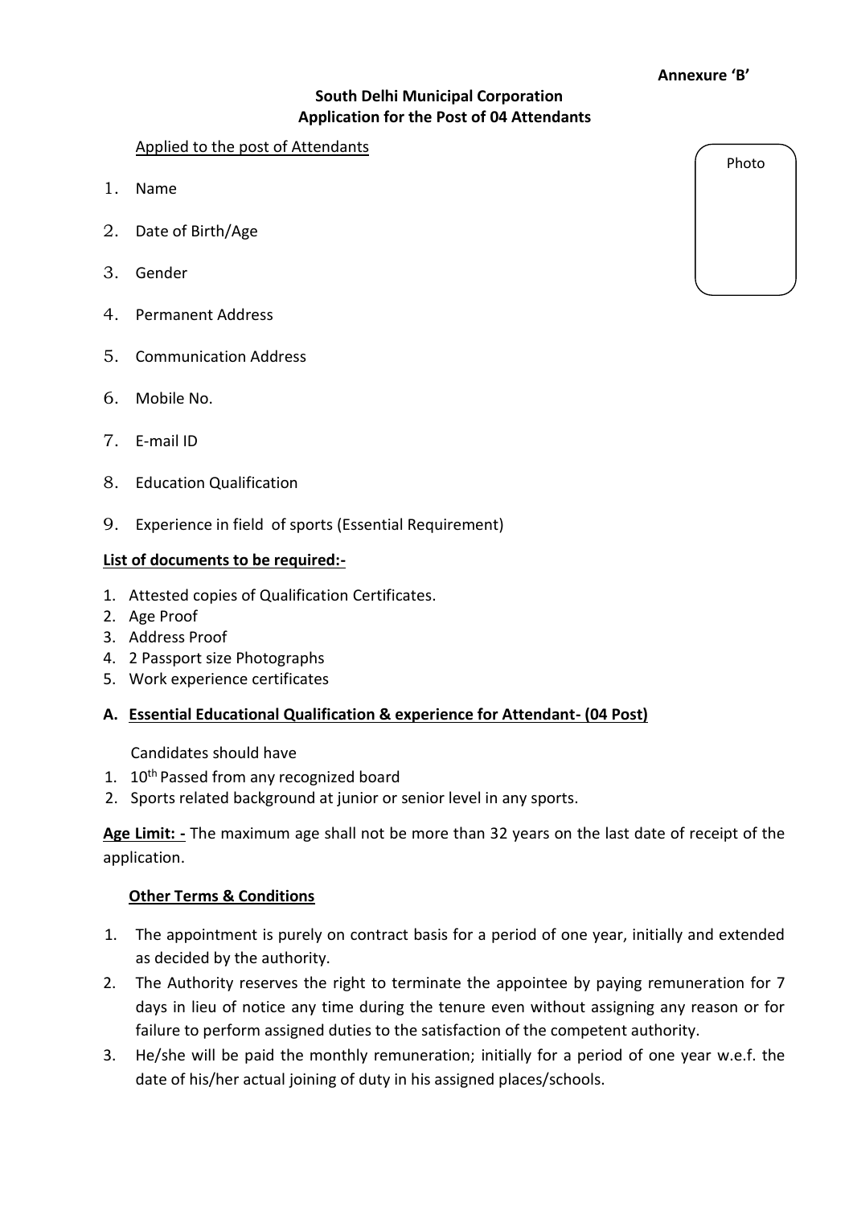**Annexure 'B'**

**South Delhi Municipal Corporation**
**Application for the Post of 04 Attendants**

Applied to the post of Attendants

Photo

1. Name
2. Date of Birth/Age
3. Gender
4. Permanent Address
5. Communication Address
6. Mobile No.
7. E-mail ID
8. Education Qualification
9. Experience in field of sports (Essential Requirement)

**List of documents to be required:-**

1. Attested copies of Qualification Certificates.
2. Age Proof
3. Address Proof
4. 2 Passport size Photographs
5. Work experience certificates

**A. Essential Educational Qualification & experience for Attendant- (04 Post)**

Candidates should have

1. 10th Passed from any recognized board
2. Sports related background at junior or senior level in any sports.

**Age Limit: -** The maximum age shall not be more than 32 years on the last date of receipt of the application.

**Other Terms & Conditions**

1. The appointment is purely on contract basis for a period of one year, initially and extended as decided by the authority.
2. The Authority reserves the right to terminate the appointee by paying remuneration for 7 days in lieu of notice any time during the tenure even without assigning any reason or for failure to perform assigned duties to the satisfaction of the competent authority.
3. He/she will be paid the monthly remuneration; initially for a period of one year w.e.f. the date of his/her actual joining of duty in his assigned places/schools.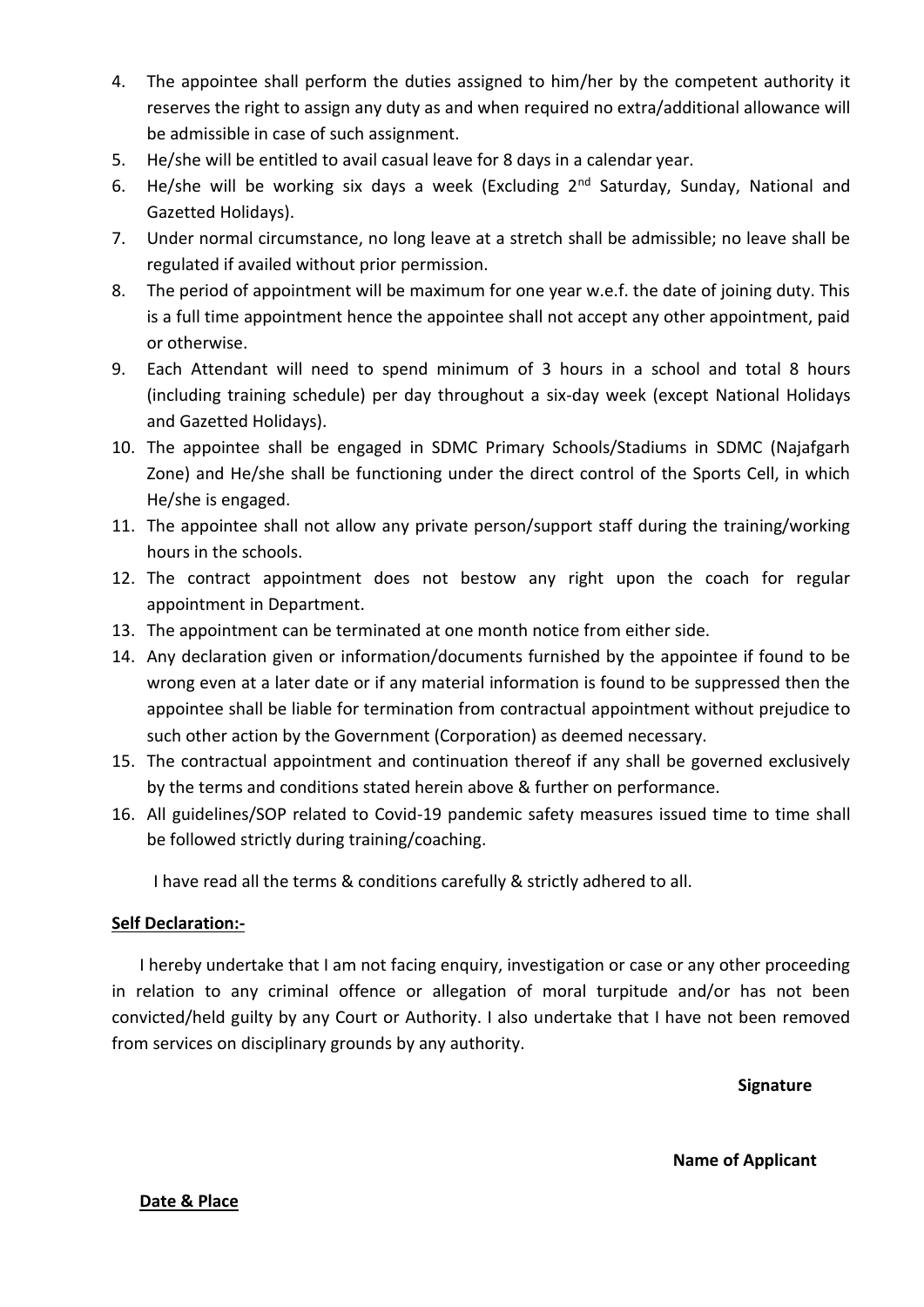4. The appointee shall perform the duties assigned to him/her by the competent authority it reserves the right to assign any duty as and when required no extra/additional allowance will be admissible in case of such assignment.
5. He/she will be entitled to avail casual leave for 8 days in a calendar year.
6. He/she will be working six days a week (Excluding 2nd Saturday, Sunday, National and Gazetted Holidays).
7. Under normal circumstance, no long leave at a stretch shall be admissible; no leave shall be regulated if availed without prior permission.
8. The period of appointment will be maximum for one year w.e.f. the date of joining duty. This is a full time appointment hence the appointee shall not accept any other appointment, paid or otherwise.
9. Each Attendant will need to spend minimum of 3 hours in a school and total 8 hours (including training schedule) per day throughout a six-day week (except National Holidays and Gazetted Holidays).
10. The appointee shall be engaged in SDMC Primary Schools/Stadiums in SDMC (Najafgarh Zone) and He/she shall be functioning under the direct control of the Sports Cell, in which He/she is engaged.
11. The appointee shall not allow any private person/support staff during the training/working hours in the schools.
12. The contract appointment does not bestow any right upon the coach for regular appointment in Department.
13. The appointment can be terminated at one month notice from either side.
14. Any declaration given or information/documents furnished by the appointee if found to be wrong even at a later date or if any material information is found to be suppressed then the appointee shall be liable for termination from contractual appointment without prejudice to such other action by the Government (Corporation) as deemed necessary.
15. The contractual appointment and continuation thereof if any shall be governed exclusively by the terms and conditions stated herein above & further on performance.
16. All guidelines/SOP related to Covid-19 pandemic safety measures issued time to time shall be followed strictly during training/coaching.

I have read all the terms & conditions carefully & strictly adhered to all.

**Self Declaration:-**

I hereby undertake that I am not facing enquiry, investigation or case or any other proceeding in relation to any criminal offence or allegation of moral turpitude and/or has not been convicted/held guilty by any Court or Authority. I also undertake that I have not been removed from services on disciplinary grounds by any authority.

**Signature**

**Name of Applicant**

**Date & Place**